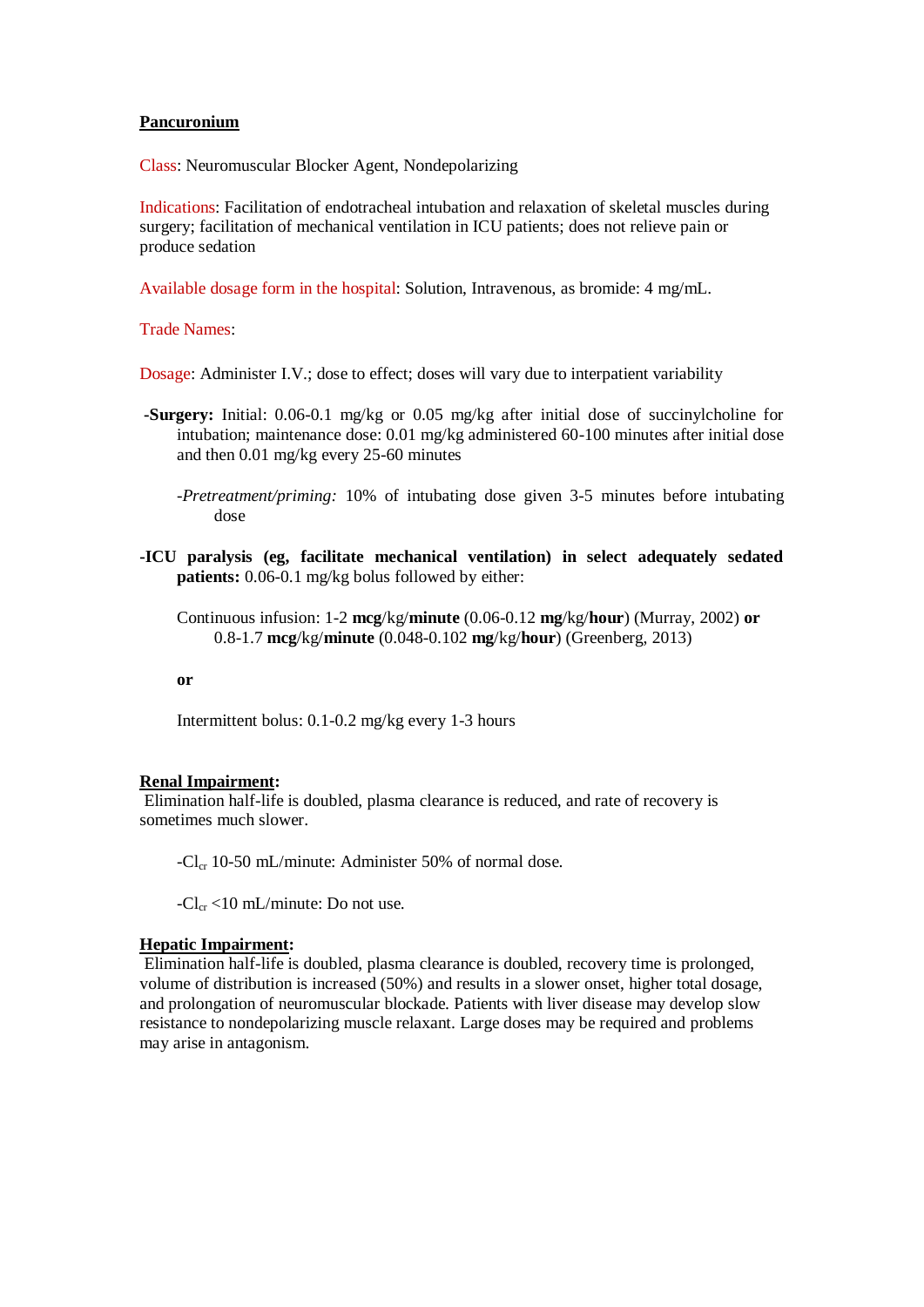**Pancuronium**

Class: Neuromuscular Blocker Agent, Nondepolarizing

Indications: Facilitation of endotracheal intubation and relaxation of skeletal muscles during surgery; facilitation of mechanical ventilation in ICU patients; does not relieve pain or produce sedation

Available dosage form in the hospital: Solution, Intravenous, as bromide: 4 mg/mL.

Trade Names:

Dosage: Administer I.V.; dose to effect; doses will vary due to interpatient variability

**-Surgery:** Initial: 0.06-0.1 mg/kg or 0.05 mg/kg after initial dose of succinylcholine for intubation; maintenance dose: 0.01 mg/kg administered 60-100 minutes after initial dose and then 0.01 mg/kg every 25-60 minutes

-*Pretreatment/priming:* 10% of intubating dose given 3-5 minutes before intubating dose

**-ICU paralysis (eg, facilitate mechanical ventilation) in select adequately sedated patients:** 0.06-0.1 mg/kg bolus followed by either:

Continuous infusion: 1-2 **mcg**/kg/**minute** (0.06-0.12 **mg**/kg/**hour**) (Murray, 2002) **or** 0.8-1.7 **mcg**/kg/**minute** (0.048-0.102 **mg**/kg/**hour**) (Greenberg, 2013)

**or**

Intermittent bolus: 0.1-0.2 mg/kg every 1-3 hours

**Renal Impairment:**

Elimination half-life is doubled, plasma clearance is reduced, and rate of recovery is sometimes much slower.

-$Cl_{cr}$ 10-50 mL/minute: Administer 50% of normal dose.

-$Cl_{cr}$ <10 mL/minute: Do not use.

**Hepatic Impairment:**

Elimination half-life is doubled, plasma clearance is doubled, recovery time is prolonged, volume of distribution is increased (50%) and results in a slower onset, higher total dosage, and prolongation of neuromuscular blockade. Patients with liver disease may develop slow resistance to nondepolarizing muscle relaxant. Large doses may be required and problems may arise in antagonism.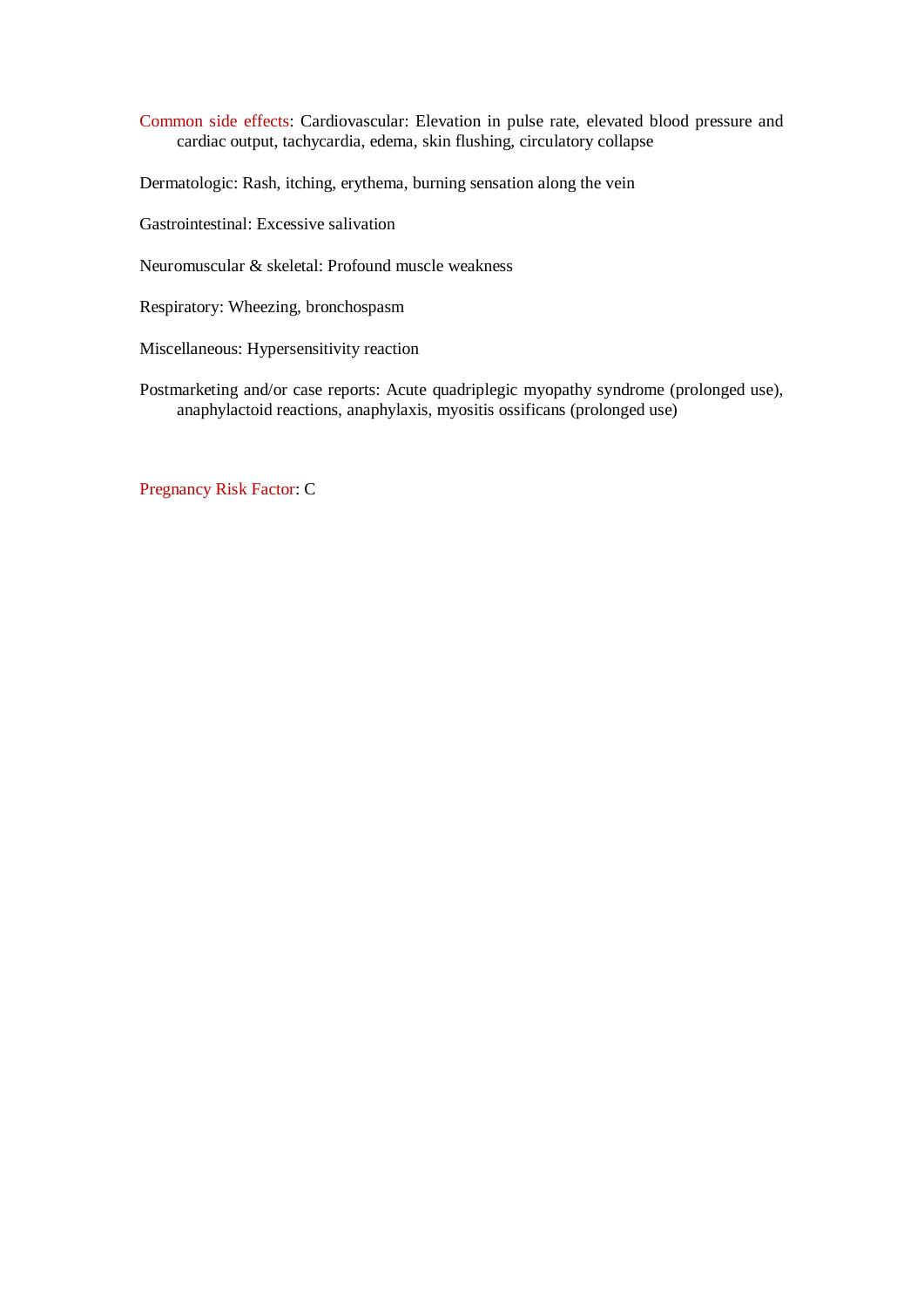**Common side effects**: Cardiovascular: Elevation in pulse rate, elevated blood pressure and cardiac output, tachycardia, edema, skin flushing, circulatory collapse

Dermatologic: Rash, itching, erythema, burning sensation along the vein

Gastrointestinal: Excessive salivation

Neuromuscular & skeletal: Profound muscle weakness

Respiratory: Wheezing, bronchospasm

Miscellaneous: Hypersensitivity reaction

Postmarketing and/or case reports: Acute quadriplegic myopathy syndrome (prolonged use), anaphylactoid reactions, anaphylaxis, myositis ossificans (prolonged use)

**Pregnancy Risk Factor**: C